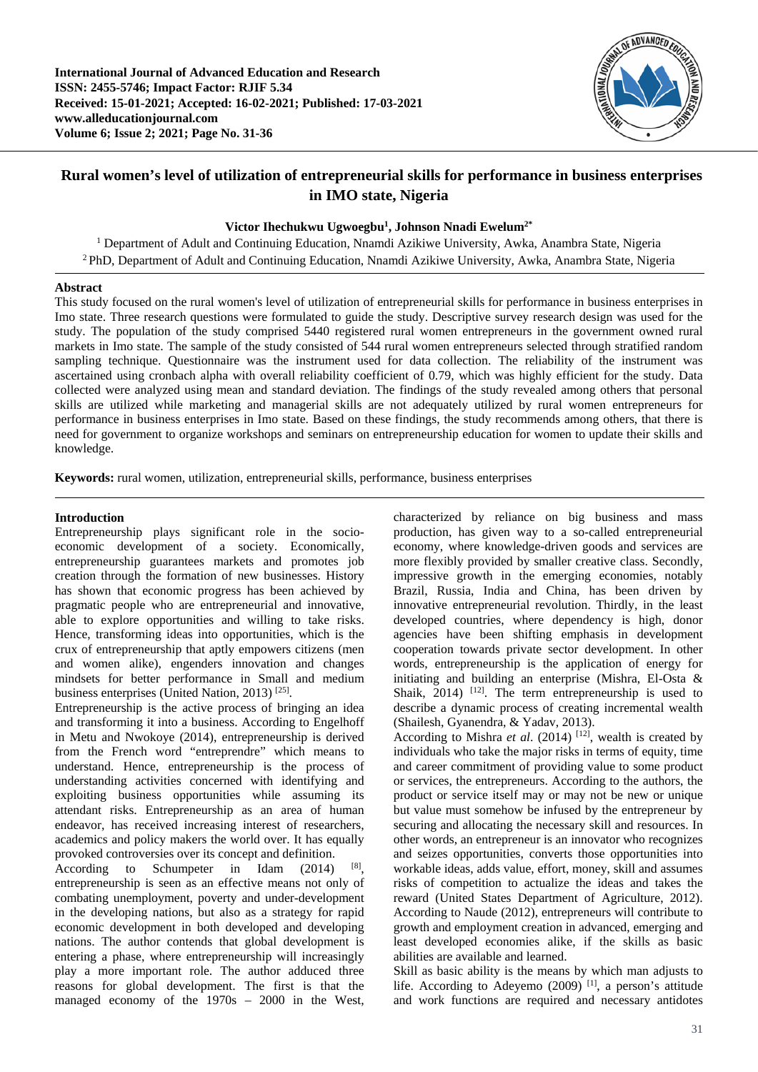# Rural women's level of utilization of entrepreneurial skills for performance in business enterprises in IMO state, Nigeria

**Victor Ihechukwu Ugwoegbu[1], Johnson Nnadi Ewelum[2*]**

[1] Department of Adult and Continuing Education, Nnamdi Azikiwe University, Awka, Anambra State, Nigeria
[2] PhD, Department of Adult and Continuing Education, Nnamdi Azikiwe University, Awka, Anambra State, Nigeria

## Abstract

This study focused on the rural women's level of utilization of entrepreneurial skills for performance in business enterprises in Imo state. Three research questions were formulated to guide the study. Descriptive survey research design was used for the study. The population of the study comprised 5440 registered rural women entrepreneurs in the government owned rural markets in Imo state. The sample of the study consisted of 544 rural women entrepreneurs selected through stratified random sampling technique. Questionnaire was the instrument used for data collection. The reliability of the instrument was ascertained using cronbach alpha with overall reliability coefficient of 0.79, which was highly efficient for the study. Data collected were analyzed using mean and standard deviation. The findings of the study revealed among others that personal skills are utilized while marketing and managerial skills are not adequately utilized by rural women entrepreneurs for performance in business enterprises in Imo state. Based on these findings, the study recommends among others, that there is need for government to organize workshops and seminars on entrepreneurship education for women to update their skills and knowledge.

**Keywords:** rural women, utilization, entrepreneurial skills, performance, business enterprises

## Introduction

Entrepreneurship plays significant role in the socio-economic development of a society. Economically, entrepreneurship guarantees markets and promotes job creation through the formation of new businesses. History has shown that economic progress has been achieved by pragmatic people who are entrepreneurial and innovative, able to explore opportunities and willing to take risks. Hence, transforming ideas into opportunities, which is the crux of entrepreneurship that aptly empowers citizens (men and women alike), engenders innovation and changes mindsets for better performance in Small and medium business enterprises (United Nation, 2013) [25].

Entrepreneurship is the active process of bringing an idea and transforming it into a business. According to Engelhoff in Metu and Nwokoye (2014), entrepreneurship is derived from the French word "entreprendre" which means to understand. Hence, entrepreneurship is the process of understanding activities concerned with identifying and exploiting business opportunities while assuming its attendant risks. Entrepreneurship as an area of human endeavor, has received increasing interest of researchers, academics and policy makers the world over. It has equally provoked controversies over its concept and definition.

According to Schumpeter in Idam (2014) [8], entrepreneurship is seen as an effective means not only of combating unemployment, poverty and under-development in the developing nations, but also as a strategy for rapid economic development in both developed and developing nations. The author contends that global development is entering a phase, where entrepreneurship will increasingly play a more important role. The author adduced three reasons for global development. The first is that the managed economy of the 1970s – 2000 in the West, characterized by reliance on big business and mass production, has given way to a so-called entrepreneurial economy, where knowledge-driven goods and services are more flexibly provided by smaller creative class. Secondly, impressive growth in the emerging economies, notably Brazil, Russia, India and China, has been driven by innovative entrepreneurial revolution. Thirdly, in the least developed countries, where dependency is high, donor agencies have been shifting emphasis in development cooperation towards private sector development. In other words, entrepreneurship is the application of energy for initiating and building an enterprise (Mishra, El-Osta & Shaik, 2014) [12]. The term entrepreneurship is used to describe a dynamic process of creating incremental wealth (Shailesh, Gyanendra, & Yadav, 2013).

According to Mishra *et al*. (2014) [12], wealth is created by individuals who take the major risks in terms of equity, time and career commitment of providing value to some product or services, the entrepreneurs. According to the authors, the product or service itself may or may not be new or unique but value must somehow be infused by the entrepreneur by securing and allocating the necessary skill and resources. In other words, an entrepreneur is an innovator who recognizes and seizes opportunities, converts those opportunities into workable ideas, adds value, effort, money, skill and assumes risks of competition to actualize the ideas and takes the reward (United States Department of Agriculture, 2012). According to Naude (2012), entrepreneurs will contribute to growth and employment creation in advanced, emerging and least developed economies alike, if the skills as basic abilities are available and learned.

Skill as basic ability is the means by which man adjusts to life. According to Adeyemo (2009) [1], a person's attitude and work functions are required and necessary antidotes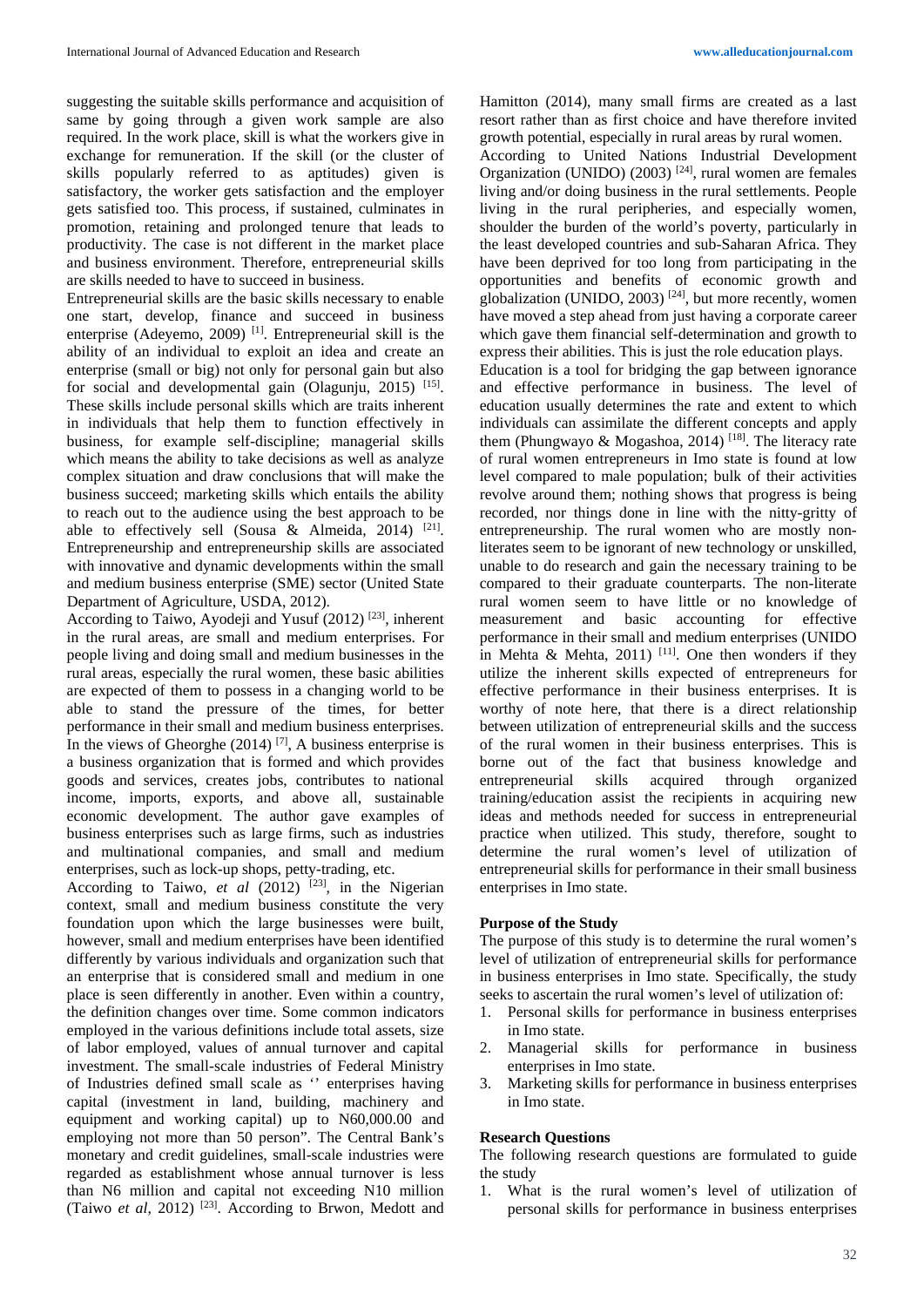suggesting the suitable skills performance and acquisition of same by going through a given work sample are also required. In the work place, skill is what the workers give in exchange for remuneration. If the skill (or the cluster of skills popularly referred to as aptitudes) given is satisfactory, the worker gets satisfaction and the employer gets satisfied too. This process, if sustained, culminates in promotion, retaining and prolonged tenure that leads to productivity. The case is not different in the market place and business environment. Therefore, entrepreneurial skills are skills needed to have to succeed in business.

Entrepreneurial skills are the basic skills necessary to enable one start, develop, finance and succeed in business enterprise (Adeyemo, 2009) [1]. Entrepreneurial skill is the ability of an individual to exploit an idea and create an enterprise (small or big) not only for personal gain but also for social and developmental gain (Olagunju, 2015) [15]. These skills include personal skills which are traits inherent in individuals that help them to function effectively in business, for example self-discipline; managerial skills which means the ability to take decisions as well as analyze complex situation and draw conclusions that will make the business succeed; marketing skills which entails the ability to reach out to the audience using the best approach to be able to effectively sell (Sousa & Almeida, 2014) [21]. Entrepreneurship and entrepreneurship skills are associated with innovative and dynamic developments within the small and medium business enterprise (SME) sector (United State Department of Agriculture, USDA, 2012).

According to Taiwo, Ayodeji and Yusuf (2012) [23], inherent in the rural areas, are small and medium enterprises. For people living and doing small and medium businesses in the rural areas, especially the rural women, these basic abilities are expected of them to possess in a changing world to be able to stand the pressure of the times, for better performance in their small and medium business enterprises. In the views of Gheorghe (2014) [7], A business enterprise is a business organization that is formed and which provides goods and services, creates jobs, contributes to national income, imports, exports, and above all, sustainable economic development. The author gave examples of business enterprises such as large firms, such as industries and multinational companies, and small and medium enterprises, such as lock-up shops, petty-trading, etc.

According to Taiwo, *et al* (2012) [23], in the Nigerian context, small and medium business constitute the very foundation upon which the large businesses were built, however, small and medium enterprises have been identified differently by various individuals and organization such that an enterprise that is considered small and medium in one place is seen differently in another. Even within a country, the definition changes over time. Some common indicators employed in the various definitions include total assets, size of labor employed, values of annual turnover and capital investment. The small-scale industries of Federal Ministry of Industries defined small scale as '' enterprises having capital (investment in land, building, machinery and equipment and working capital) up to N60,000.00 and employing not more than 50 person". The Central Bank's monetary and credit guidelines, small-scale industries were regarded as establishment whose annual turnover is less than N6 million and capital not exceeding N10 million (Taiwo *et al*, 2012) [23]. According to Brwon, Medott and Hamitton (2014), many small firms are created as a last resort rather than as first choice and have therefore invited growth potential, especially in rural areas by rural women.

According to United Nations Industrial Development Organization (UNIDO) (2003) [24], rural women are females living and/or doing business in the rural settlements. People living in the rural peripheries, and especially women, shoulder the burden of the world's poverty, particularly in the least developed countries and sub-Saharan Africa. They have been deprived for too long from participating in the opportunities and benefits of economic growth and globalization (UNIDO, 2003) [24], but more recently, women have moved a step ahead from just having a corporate career which gave them financial self-determination and growth to express their abilities. This is just the role education plays.

Education is a tool for bridging the gap between ignorance and effective performance in business. The level of education usually determines the rate and extent to which individuals can assimilate the different concepts and apply them (Phungwayo & Mogashoa, 2014) [18]. The literacy rate of rural women entrepreneurs in Imo state is found at low level compared to male population; bulk of their activities revolve around them; nothing shows that progress is being recorded, nor things done in line with the nitty-gritty of entrepreneurship. The rural women who are mostly non-literates seem to be ignorant of new technology or unskilled, unable to do research and gain the necessary training to be compared to their graduate counterparts. The non-literate rural women seem to have little or no knowledge of measurement and basic accounting for effective performance in their small and medium enterprises (UNIDO in Mehta & Mehta, 2011) [11]. One then wonders if they utilize the inherent skills expected of entrepreneurs for effective performance in their business enterprises. It is worthy of note here, that there is a direct relationship between utilization of entrepreneurial skills and the success of the rural women in their business enterprises. This is borne out of the fact that business knowledge and entrepreneurial skills acquired through organized training/education assist the recipients in acquiring new ideas and methods needed for success in entrepreneurial practice when utilized. This study, therefore, sought to determine the rural women's level of utilization of entrepreneurial skills for performance in their small business enterprises in Imo state.

## Purpose of the Study

The purpose of this study is to determine the rural women's level of utilization of entrepreneurial skills for performance in business enterprises in Imo state. Specifically, the study seeks to ascertain the rural women's level of utilization of:

1. Personal skills for performance in business enterprises in Imo state.
2. Managerial skills for performance in business enterprises in Imo state.
3. Marketing skills for performance in business enterprises in Imo state.

## Research Questions

The following research questions are formulated to guide the study

1. What is the rural women's level of utilization of personal skills for performance in business enterprises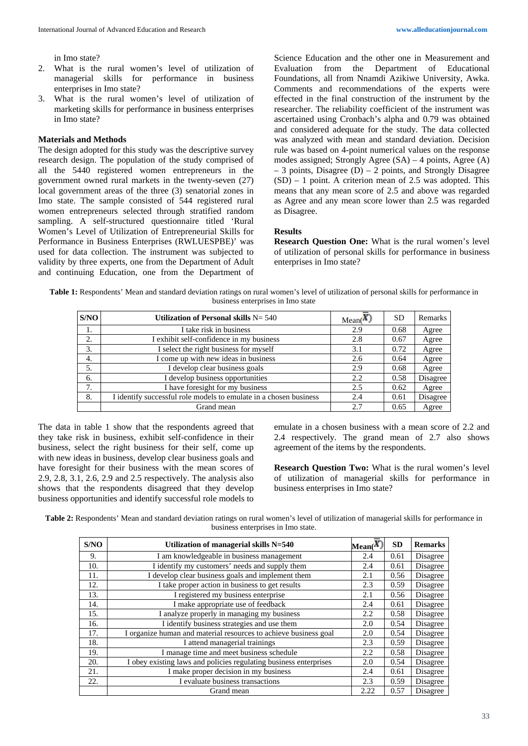in Imo state?

2. What is the rural women's level of utilization of managerial skills for performance in business enterprises in Imo state?
3. What is the rural women's level of utilization of marketing skills for performance in business enterprises in Imo state?

### Materials and Methods

The design adopted for this study was the descriptive survey research design. The population of the study comprised of all the 5440 registered women entrepreneurs in the government owned rural markets in the twenty-seven (27) local government areas of the three (3) senatorial zones in Imo state. The sample consisted of 544 registered rural women entrepreneurs selected through stratified random sampling. A self-structured questionnaire titled 'Rural Women's Level of Utilization of Entrepreneurial Skills for Performance in Business Enterprises (RWLUESPBE)' was used for data collection. The instrument was subjected to validity by three experts, one from the Department of Adult and continuing Education, one from the Department of Science Education and the other one in Measurement and Evaluation from the Department of Educational Foundations, all from Nnamdi Azikiwe University, Awka. Comments and recommendations of the experts were effected in the final construction of the instrument by the researcher. The reliability coefficient of the instrument was ascertained using Cronbach's alpha and 0.79 was obtained and considered adequate for the study. The data collected was analyzed with mean and standard deviation. Decision rule was based on 4-point numerical values on the response modes assigned; Strongly Agree (SA) – 4 points, Agree (A) – 3 points, Disagree (D) – 2 points, and Strongly Disagree (SD) – 1 point. A criterion mean of 2.5 was adopted. This means that any mean score of 2.5 and above was regarded as Agree and any mean score lower than 2.5 was regarded as Disagree.

### Results

**Research Question One:** What is the rural women's level of utilization of personal skills for performance in business enterprises in Imo state?

**Table 1:** Respondents' Mean and standard deviation ratings on rural women's level of utilization of personal skills for performance in business enterprises in Imo state

| S/NO | Utilization of Personal skills N= 540 | Mean($\bar{X}$) | SD | Remarks |
|---|---|---|---|---|
| 1. | I take risk in business | 2.9 | 0.68 | Agree |
| 2. | I exhibit self-confidence in my business | 2.8 | 0.67 | Agree |
| 3. | I select the right business for myself | 3.1 | 0.72 | Agree |
| 4. | I come up with new ideas in business | 2.6 | 0.64 | Agree |
| 5. | I develop clear business goals | 2.9 | 0.68 | Agree |
| 6. | I develop business opportunities | 2.2 | 0.58 | Disagree |
| 7. | I have foresight for my business | 2.5 | 0.62 | Agree |
| 8. | I identify successful role models to emulate in a chosen business | 2.4 | 0.61 | Disagree |
| | Grand mean | 2.7 | 0.65 | Agree |

The data in table 1 show that the respondents agreed that they take risk in business, exhibit self-confidence in their business, select the right business for their self, come up with new ideas in business, develop clear business goals and have foresight for their business with the mean scores of 2.9, 2.8, 3.1, 2.6, 2.9 and 2.5 respectively. The analysis also shows that the respondents disagreed that they develop business opportunities and identify successful role models to emulate in a chosen business with a mean score of 2.2 and 2.4 respectively. The grand mean of 2.7 also shows agreement of the items by the respondents.

**Research Question Two:** What is the rural women's level of utilization of managerial skills for performance in business enterprises in Imo state?

**Table 2:** Respondents' Mean and standard deviation ratings on rural women's level of utilization of managerial skills for performance in business enterprises in Imo state.

| S/NO | Utilization of managerial skills N=540 | Mean($\bar{X}$) | SD | Remarks |
|---|---|---|---|---|
| 9. | I am knowledgeable in business management | 2.4 | 0.61 | Disagree |
| 10. | I identify my customers' needs and supply them | 2.4 | 0.61 | Disagree |
| 11. | I develop clear business goals and implement them | 2.1 | 0.56 | Disagree |
| 12. | I take proper action in business to get results | 2.3 | 0.59 | Disagree |
| 13. | I registered my business enterprise | 2.1 | 0.56 | Disagree |
| 14. | I make appropriate use of feedback | 2.4 | 0.61 | Disagree |
| 15. | I analyze properly in managing my business | 2.2 | 0.58 | Disagree |
| 16. | I identify business strategies and use them | 2.0 | 0.54 | Disagree |
| 17. | I organize human and material resources to achieve business goal | 2.0 | 0.54 | Disagree |
| 18. | I attend managerial trainings | 2.3 | 0.59 | Disagree |
| 19. | I manage time and meet business schedule | 2.2 | 0.58 | Disagree |
| 20. | I obey existing laws and policies regulating business enterprises | 2.0 | 0.54 | Disagree |
| 21. | I make proper decision in my business | 2.4 | 0.61 | Disagree |
| 22. | I evaluate business transactions | 2.3 | 0.59 | Disagree |
| | Grand mean | 2.22 | 0.57 | Disagree |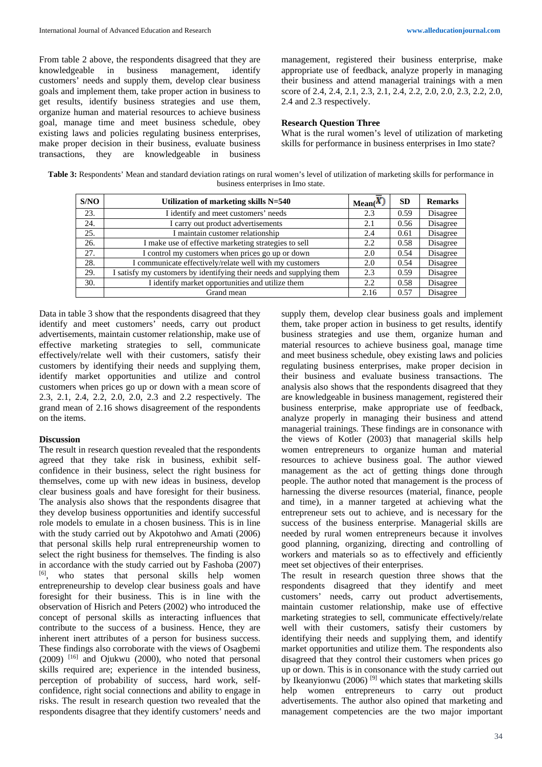From table 2 above, the respondents disagreed that they are knowledgeable in business management, identify customers' needs and supply them, develop clear business goals and implement them, take proper action in business to get results, identify business strategies and use them, organize human and material resources to achieve business goal, manage time and meet business schedule, obey existing laws and policies regulating business enterprises, make proper decision in their business, evaluate business transactions, they are knowledgeable in business management, registered their business enterprise, make appropriate use of feedback, analyze properly in managing their business and attend managerial trainings with a men score of 2.4, 2.4, 2.1, 2.3, 2.1, 2.4, 2.2, 2.0, 2.0, 2.3, 2.2, 2.0, 2.4 and 2.3 respectively.

### Research Question Three

What is the rural women's level of utilization of marketing skills for performance in business enterprises in Imo state?

**Table 3:** Respondents' Mean and standard deviation ratings on rural women's level of utilization of marketing skills for performance in business enterprises in Imo state.

| S/NO | Utilization of marketing skills N=540 | Mean($\bar{X}$) | SD | Remarks |
|---|---|---|---|---|
| 23. | I identify and meet customers' needs | 2.3 | 0.59 | Disagree |
| 24. | I carry out product advertisements | 2.1 | 0.56 | Disagree |
| 25. | I maintain customer relationship | 2.4 | 0.61 | Disagree |
| 26. | I make use of effective marketing strategies to sell | 2.2 | 0.58 | Disagree |
| 27. | I control my customers when prices go up or down | 2.0 | 0.54 | Disagree |
| 28. | I communicate effectively/relate well with my customers | 2.0 | 0.54 | Disagree |
| 29. | I satisfy my customers by identifying their needs and supplying them | 2.3 | 0.59 | Disagree |
| 30. | I identify market opportunities and utilize them | 2.2 | 0.58 | Disagree |
| | Grand mean | 2.16 | 0.57 | Disagree |

Data in table 3 show that the respondents disagreed that they identify and meet customers' needs, carry out product advertisements, maintain customer relationship, make use of effective marketing strategies to sell, communicate effectively/relate well with their customers, satisfy their customers by identifying their needs and supplying them, identify market opportunities and utilize and control customers when prices go up or down with a mean score of 2.3, 2.1, 2.4, 2.2, 2.0, 2.0, 2.3 and 2.2 respectively. The grand mean of 2.16 shows disagreement of the respondents on the items.

### Discussion

The result in research question revealed that the respondents agreed that they take risk in business, exhibit self-confidence in their business, select the right business for themselves, come up with new ideas in business, develop clear business goals and have foresight for their business. The analysis also shows that the respondents disagree that they develop business opportunities and identify successful role models to emulate in a chosen business. This is in line with the study carried out by Akpotohwo and Amati (2006) that personal skills help rural entrepreneurship women to select the right business for themselves. The finding is also in accordance with the study carried out by Fashoba (2007) [6], who states that personal skills help women entrepreneurship to develop clear business goals and have foresight for their business. This is in line with the observation of Hisrich and Peters (2002) who introduced the concept of personal skills as interacting influences that contribute to the success of a business. Hence, they are inherent inert attributes of a person for business success. These findings also corroborate with the views of Osagbemi (2009) [16] and Ojukwu (2000), who noted that personal skills required are; experience in the intended business, perception of probability of success, hard work, self-confidence, right social connections and ability to engage in risks. The result in research question two revealed that the respondents disagree that they identify customers' needs and supply them, develop clear business goals and implement them, take proper action in business to get results, identify business strategies and use them, organize human and material resources to achieve business goal, manage time and meet business schedule, obey existing laws and policies regulating business enterprises, make proper decision in their business and evaluate business transactions. The analysis also shows that the respondents disagreed that they are knowledgeable in business management, registered their business enterprise, make appropriate use of feedback, analyze properly in managing their business and attend managerial trainings. These findings are in consonance with the views of Kotler (2003) that managerial skills help women entrepreneurs to organize human and material resources to achieve business goal. The author viewed management as the act of getting things done through people. The author noted that management is the process of harnessing the diverse resources (material, finance, people and time), in a manner targeted at achieving what the entrepreneur sets out to achieve, and is necessary for the success of the business enterprise. Managerial skills are needed by rural women entrepreneurs because it involves good planning, organizing, directing and controlling of workers and materials so as to effectively and efficiently meet set objectives of their enterprises.

The result in research question three shows that the respondents disagreed that they identify and meet customers' needs, carry out product advertisements, maintain customer relationship, make use of effective marketing strategies to sell, communicate effectively/relate well with their customers, satisfy their customers by identifying their needs and supplying them, and identify market opportunities and utilize them. The respondents also disagreed that they control their customers when prices go up or down. This is in consonance with the study carried out by Ikeanyionwu (2006) [9] which states that marketing skills help women entrepreneurs to carry out product advertisements. The author also opined that marketing and management competencies are the two major important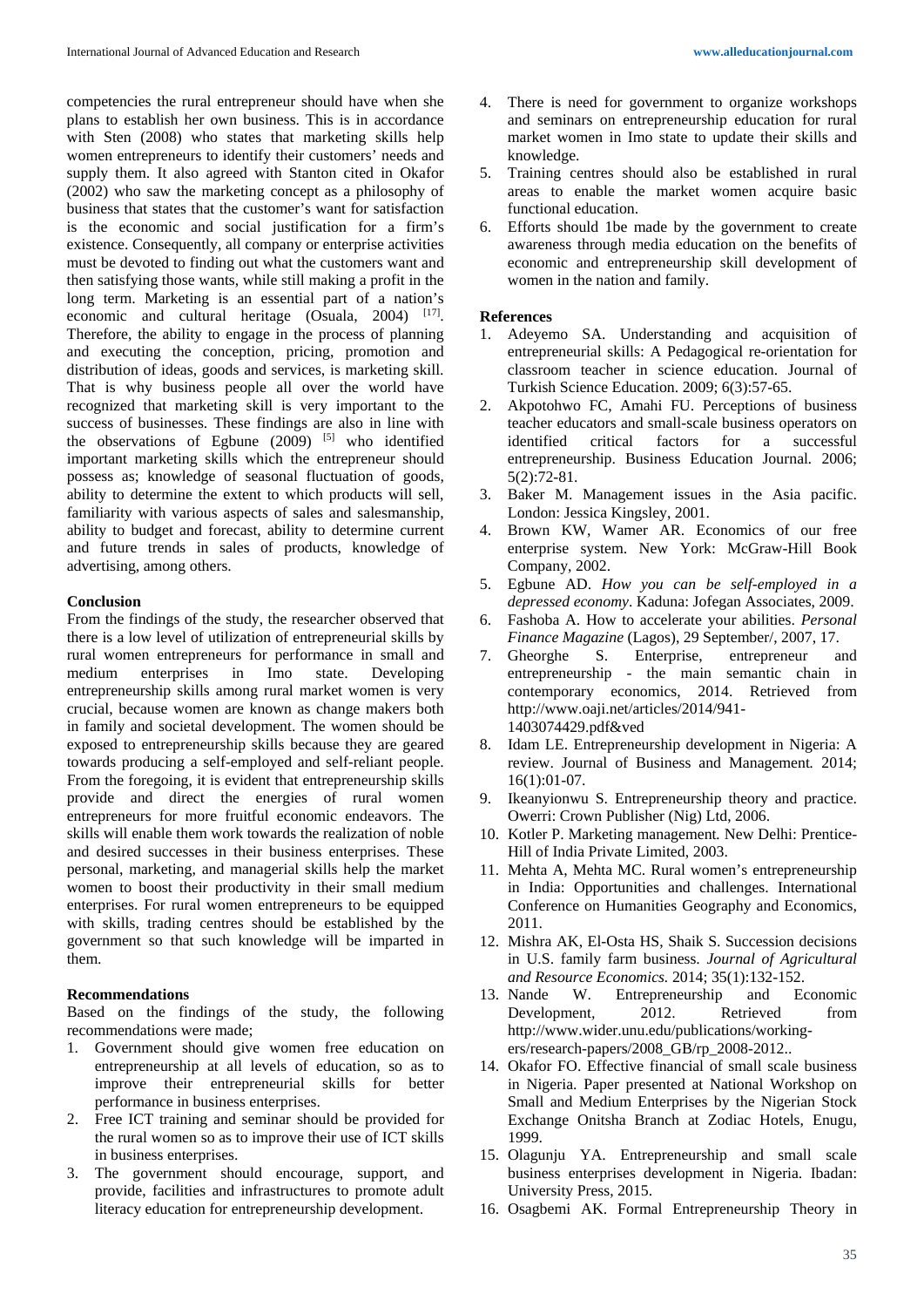competencies the rural entrepreneur should have when she plans to establish her own business. This is in accordance with Sten (2008) who states that marketing skills help women entrepreneurs to identify their customers' needs and supply them. It also agreed with Stanton cited in Okafor (2002) who saw the marketing concept as a philosophy of business that states that the customer's want for satisfaction is the economic and social justification for a firm's existence. Consequently, all company or enterprise activities must be devoted to finding out what the customers want and then satisfying those wants, while still making a profit in the long term. Marketing is an essential part of a nation's economic and cultural heritage (Osuala, 2004) [17]. Therefore, the ability to engage in the process of planning and executing the conception, pricing, promotion and distribution of ideas, goods and services, is marketing skill. That is why business people all over the world have recognized that marketing skill is very important to the success of businesses. These findings are also in line with the observations of Egbune (2009) [5] who identified important marketing skills which the entrepreneur should possess as; knowledge of seasonal fluctuation of goods, ability to determine the extent to which products will sell, familiarity with various aspects of sales and salesmanship, ability to budget and forecast, ability to determine current and future trends in sales of products, knowledge of advertising, among others.

**Conclusion**

From the findings of the study, the researcher observed that there is a low level of utilization of entrepreneurial skills by rural women entrepreneurs for performance in small and medium enterprises in Imo state. Developing entrepreneurship skills among rural market women is very crucial, because women are known as change makers both in family and societal development. The women should be exposed to entrepreneurship skills because they are geared towards producing a self-employed and self-reliant people. From the foregoing, it is evident that entrepreneurship skills provide and direct the energies of rural women entrepreneurs for more fruitful economic endeavors. The skills will enable them work towards the realization of noble and desired successes in their business enterprises. These personal, marketing, and managerial skills help the market women to boost their productivity in their small medium enterprises. For rural women entrepreneurs to be equipped with skills, trading centres should be established by the government so that such knowledge will be imparted in them.

**Recommendations**

Based on the findings of the study, the following recommendations were made;

1. Government should give women free education on entrepreneurship at all levels of education, so as to improve their entrepreneurial skills for better performance in business enterprises.
2. Free ICT training and seminar should be provided for the rural women so as to improve their use of ICT skills in business enterprises.
3. The government should encourage, support, and provide, facilities and infrastructures to promote adult literacy education for entrepreneurship development.
4. There is need for government to organize workshops and seminars on entrepreneurship education for rural market women in Imo state to update their skills and knowledge.
5. Training centres should also be established in rural areas to enable the market women acquire basic functional education.
6. Efforts should 1be made by the government to create awareness through media education on the benefits of economic and entrepreneurship skill development of women in the nation and family.

**References**

1. Adeyemo SA. Understanding and acquisition of entrepreneurial skills: A Pedagogical re-orientation for classroom teacher in science education. Journal of Turkish Science Education. 2009; 6(3):57-65.
2. Akpotohwo FC, Amahi FU. Perceptions of business teacher educators and small-scale business operators on identified critical factors for a successful entrepreneurship. Business Education Journal. 2006; 5(2):72-81.
3. Baker M. Management issues in the Asia pacific. London: Jessica Kingsley, 2001.
4. Brown KW, Wamer AR. Economics of our free enterprise system. New York: McGraw-Hill Book Company, 2002.
5. Egbune AD. *How you can be self-employed in a depressed economy*. Kaduna: Jofegan Associates, 2009.
6. Fashoba A. How to accelerate your abilities. *Personal Finance Magazine* (Lagos), 29 September/, 2007, 17.
7. Gheorghe S. Enterprise, entrepreneur and entrepreneurship - the main semantic chain in contemporary economics, 2014. Retrieved from http://www.oaji.net/articles/2014/941-1403074429.pdf&ved
8. Idam LE. Entrepreneurship development in Nigeria: A review. Journal of Business and Management. 2014; 16(1):01-07.
9. Ikeanyionwu S. Entrepreneurship theory and practice. Owerri: Crown Publisher (Nig) Ltd, 2006.
10. Kotler P. Marketing management. New Delhi: Prentice-Hill of India Private Limited, 2003.
11. Mehta A, Mehta MC. Rural women's entrepreneurship in India: Opportunities and challenges. International Conference on Humanities Geography and Economics, 2011.
12. Mishra AK, El-Osta HS, Shaik S. Succession decisions in U.S. family farm business. *Journal of Agricultural and Resource Economics*. 2014; 35(1):132-152.
13. Nande W. Entrepreneurship and Economic Development, 2012. Retrieved from http://www.wider.unu.edu/publications/working-ers/research-papers/2008_GB/rp_2008-2012..
14. Okafor FO. Effective financial of small scale business in Nigeria. Paper presented at National Workshop on Small and Medium Enterprises by the Nigerian Stock Exchange Onitsha Branch at Zodiac Hotels, Enugu, 1999.
15. Olagunju YA. Entrepreneurship and small scale business enterprises development in Nigeria. Ibadan: University Press, 2015.
16. Osagbemi AK. Formal Entrepreneurship Theory in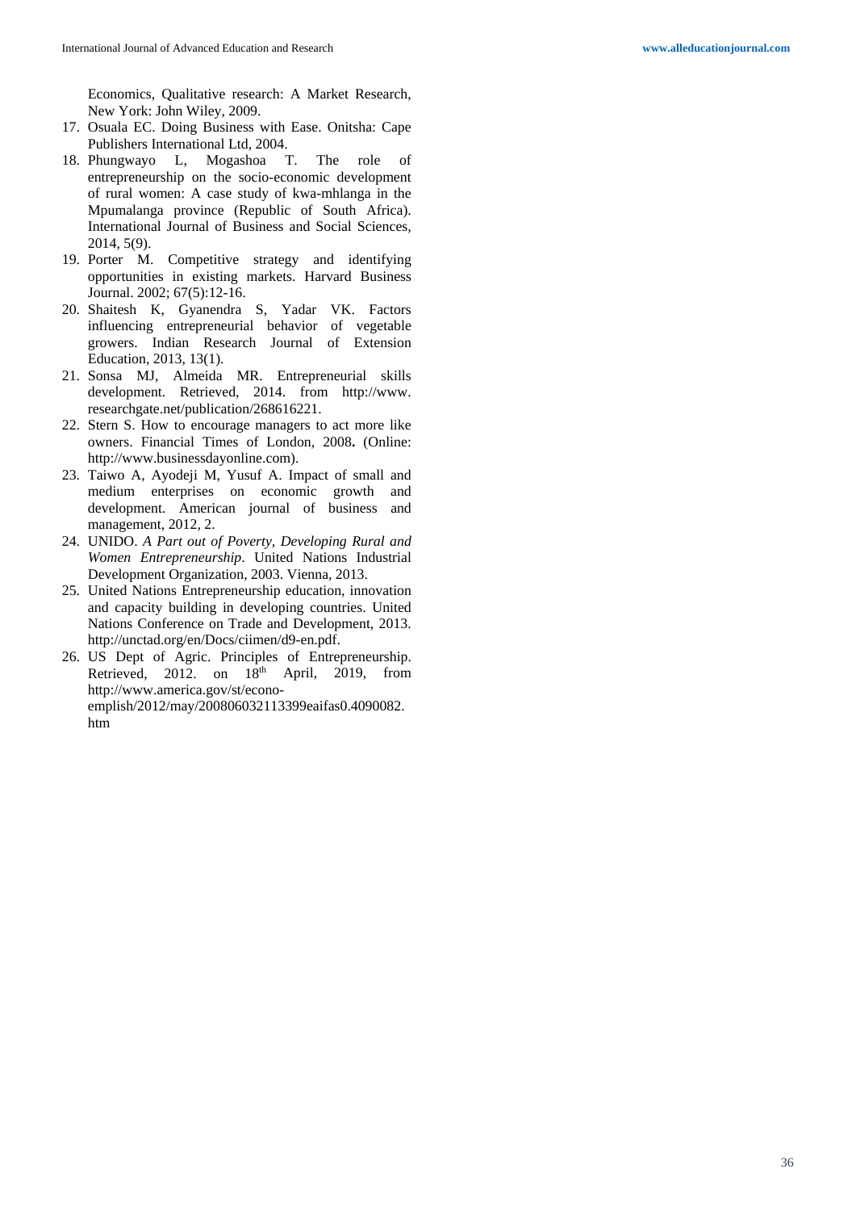Economics, Qualitative research: A Market Research, New York: John Wiley, 2009.

17. Osuala EC. Doing Business with Ease. Onitsha: Cape Publishers International Ltd, 2004.
18. Phungwayo L, Mogashoa T. The role of entrepreneurship on the socio-economic development of rural women: A case study of kwa-mhlanga in the Mpumalanga province (Republic of South Africa). International Journal of Business and Social Sciences, 2014, 5(9).
19. Porter M. Competitive strategy and identifying opportunities in existing markets. Harvard Business Journal. 2002; 67(5):12-16.
20. Shaitesh K, Gyanendra S, Yadar VK. Factors influencing entrepreneurial behavior of vegetable growers. Indian Research Journal of Extension Education, 2013, 13(1).
21. Sonsa MJ, Almeida MR. Entrepreneurial skills development. Retrieved, 2014. from http://www. researchgate.net/publication/268616221.
22. Stern S. How to encourage managers to act more like owners. Financial Times of London, 2008**.** (Online: http://www.businessdayonline.com).
23. Taiwo A, Ayodeji M, Yusuf A. Impact of small and medium enterprises on economic growth and development. American journal of business and management, 2012, 2.
24. UNIDO. *A Part out of Poverty, Developing Rural and Women Entrepreneurship*. United Nations Industrial Development Organization, 2003. Vienna, 2013.
25. United Nations Entrepreneurship education, innovation and capacity building in developing countries. United Nations Conference on Trade and Development, 2013. http://unctad.org/en/Docs/ciimen/d9-en.pdf.
26. US Dept of Agric. Principles of Entrepreneurship. Retrieved, 2012. on 18th April, 2019, from http://www.america.gov/st/econo-emplish/2012/may/200806032113399eaifas0.4090082.htm